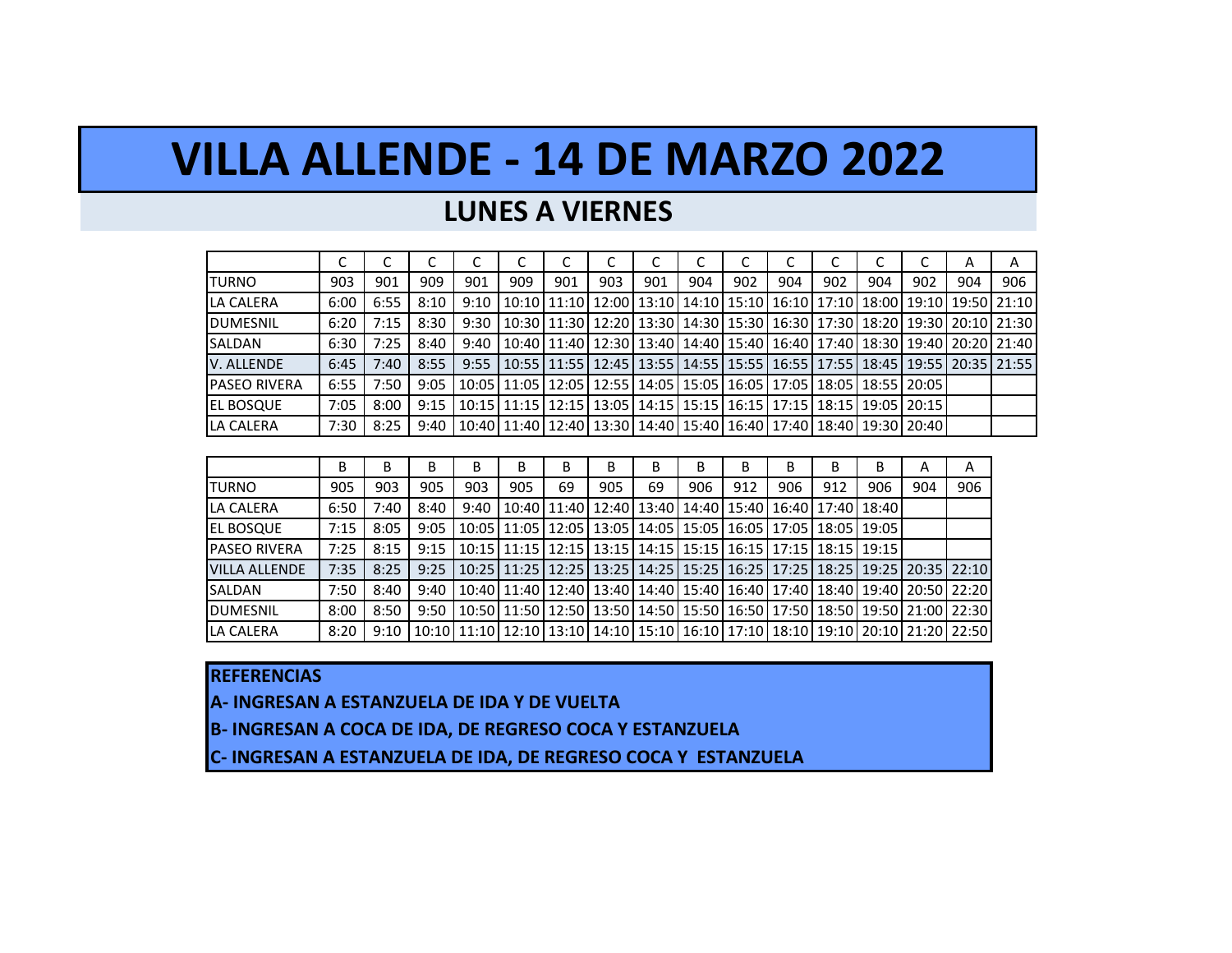# VILLA ALLENDE - 14 DE MARZO 2022

## LUNES A VIERNES

| | C | C | C | C | C | C | C | C | C | C | C | C | C | C | A | A |
|---|---|---|---|---|---|---|---|---|---|---|---|---|---|---|---|---|
| TURNO | 903 | 901 | 909 | 901 | 909 | 901 | 903 | 901 | 904 | 902 | 904 | 902 | 904 | 902 | 904 | 906 |
| LA CALERA | 6:00 | 6:55 | 8:10 | 9:10 | 10:10 | 11:10 | 12:00 | 13:10 | 14:10 | 15:10 | 16:10 | 17:10 | 18:00 | 19:10 | 19:50 | 21:10 |
| DUMESNIL | 6:20 | 7:15 | 8:30 | 9:30 | 10:30 | 11:30 | 12:20 | 13:30 | 14:30 | 15:30 | 16:30 | 17:30 | 18:20 | 19:30 | 20:10 | 21:30 |
| SALDAN | 6:30 | 7:25 | 8:40 | 9:40 | 10:40 | 11:40 | 12:30 | 13:40 | 14:40 | 15:40 | 16:40 | 17:40 | 18:30 | 19:40 | 20:20 | 21:40 |
| V. ALLENDE | 6:45 | 7:40 | 8:55 | 9:55 | 10:55 | 11:55 | 12:45 | 13:55 | 14:55 | 15:55 | 16:55 | 17:55 | 18:45 | 19:55 | 20:35 | 21:55 |
| PASEO RIVERA | 6:55 | 7:50 | 9:05 | 10:05 | 11:05 | 12:05 | 12:55 | 14:05 | 15:05 | 16:05 | 17:05 | 18:05 | 18:55 | 20:05 | | |
| EL BOSQUE | 7:05 | 8:00 | 9:15 | 10:15 | 11:15 | 12:15 | 13:05 | 14:15 | 15:15 | 16:15 | 17:15 | 18:15 | 19:05 | 20:15 | | |
| LA CALERA | 7:30 | 8:25 | 9:40 | 10:40 | 11:40 | 12:40 | 13:30 | 14:40 | 15:40 | 16:40 | 17:40 | 18:40 | 19:30 | 20:40 | | |

| | B | B | B | B | B | B | B | B | B | B | B | B | B | A | A |
|---|---|---|---|---|---|---|---|---|---|---|---|---|---|---|---|
| TURNO | 905 | 903 | 905 | 903 | 905 | 69 | 905 | 69 | 906 | 912 | 906 | 912 | 906 | 904 | 906 |
| LA CALERA | 6:50 | 7:40 | 8:40 | 9:40 | 10:40 | 11:40 | 12:40 | 13:40 | 14:40 | 15:40 | 16:40 | 17:40 | 18:40 | | |
| EL BOSQUE | 7:15 | 8:05 | 9:05 | 10:05 | 11:05 | 12:05 | 13:05 | 14:05 | 15:05 | 16:05 | 17:05 | 18:05 | 19:05 | | |
| PASEO RIVERA | 7:25 | 8:15 | 9:15 | 10:15 | 11:15 | 12:15 | 13:15 | 14:15 | 15:15 | 16:15 | 17:15 | 18:15 | 19:15 | | |
| VILLA ALLENDE | 7:35 | 8:25 | 9:25 | 10:25 | 11:25 | 12:25 | 13:25 | 14:25 | 15:25 | 16:25 | 17:25 | 18:25 | 19:25 | 20:35 | 22:10 |
| SALDAN | 7:50 | 8:40 | 9:40 | 10:40 | 11:40 | 12:40 | 13:40 | 14:40 | 15:40 | 16:40 | 17:40 | 18:40 | 19:40 | 20:50 | 22:20 |
| DUMESNIL | 8:00 | 8:50 | 9:50 | 10:50 | 11:50 | 12:50 | 13:50 | 14:50 | 15:50 | 16:50 | 17:50 | 18:50 | 19:50 | 21:00 | 22:30 |
| LA CALERA | 8:20 | 9:10 | 10:10 | 11:10 | 12:10 | 13:10 | 14:10 | 15:10 | 16:10 | 17:10 | 18:10 | 19:10 | 20:10 | 21:20 | 22:50 |

**REFERENCIAS**

**A- INGRESAN A ESTANZUELA DE IDA Y DE VUELTA**

**B- INGRESAN A COCA DE IDA, DE REGRESO COCA Y ESTANZUELA**

**C- INGRESAN A ESTANZUELA DE IDA, DE REGRESO COCA Y ESTANZUELA**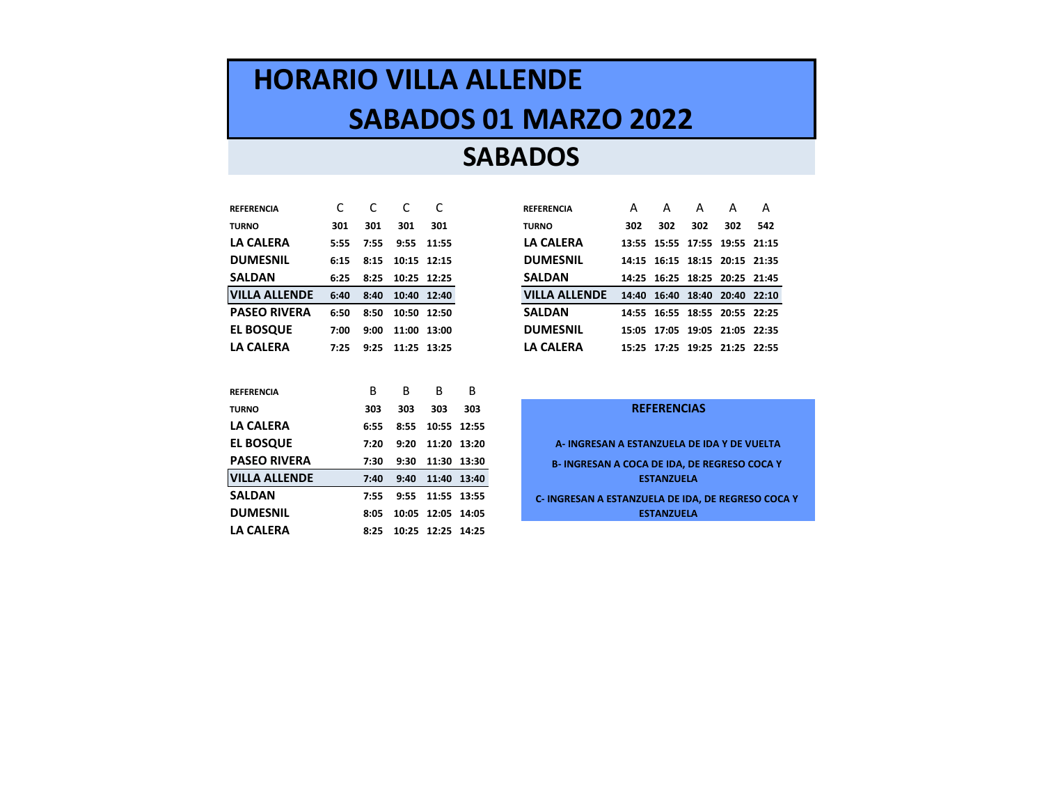# HORARIO VILLA ALLENDE

# SABADOS 01 MARZO 2022

## SABADOS

| REFERENCIA | C | C | C | C |
|---|---|---|---|---|
| TURNO | 301 | 301 | 301 | 301 |
| LA CALERA | 5:55 | 7:55 | 9:55 | 11:55 |
| DUMESNIL | 6:15 | 8:15 | 10:15 | 12:15 |
| SALDAN | 6:25 | 8:25 | 10:25 | 12:25 |
| VILLA ALLENDE | 6:40 | 8:40 | 10:40 | 12:40 |
| PASEO RIVERA | 6:50 | 8:50 | 10:50 | 12:50 |
| EL BOSQUE | 7:00 | 9:00 | 11:00 | 13:00 |
| LA CALERA | 7:25 | 9:25 | 11:25 | 13:25 |

| REFERENCIA | A | A | A | A | A |
|---|---|---|---|---|---|
| TURNO | 302 | 302 | 302 | 302 | 542 |
| LA CALERA | 13:55 | 15:55 | 17:55 | 19:55 | 21:15 |
| DUMESNIL | 14:15 | 16:15 | 18:15 | 20:15 | 21:35 |
| SALDAN | 14:25 | 16:25 | 18:25 | 20:25 | 21:45 |
| VILLA ALLENDE | 14:40 | 16:40 | 18:40 | 20:40 | 22:10 |
| SALDAN | 14:55 | 16:55 | 18:55 | 20:55 | 22:25 |
| DUMESNIL | 15:05 | 17:05 | 19:05 | 21:05 | 22:35 |
| LA CALERA | 15:25 | 17:25 | 19:25 | 21:25 | 22:55 |

| REFERENCIA | B | B | B | B |
|---|---|---|---|---|
| TURNO | 303 | 303 | 303 | 303 |
| LA CALERA | 6:55 | 8:55 | 10:55 | 12:55 |
| EL BOSQUE | 7:20 | 9:20 | 11:20 | 13:20 |
| PASEO RIVERA | 7:30 | 9:30 | 11:30 | 13:30 |
| VILLA ALLENDE | 7:40 | 9:40 | 11:40 | 13:40 |
| SALDAN | 7:55 | 9:55 | 11:55 | 13:55 |
| DUMESNIL | 8:05 | 10:05 | 12:05 | 14:05 |
| LA CALERA | 8:25 | 10:25 | 12:25 | 14:25 |

**REFERENCIAS**

**A- INGRESAN A ESTANZUELA DE IDA Y DE VUELTA**

**B- INGRESAN A COCA DE IDA, DE REGRESO COCA Y ESTANZUELA**

**C- INGRESAN A ESTANZUELA DE IDA, DE REGRESO COCA Y ESTANZUELA**